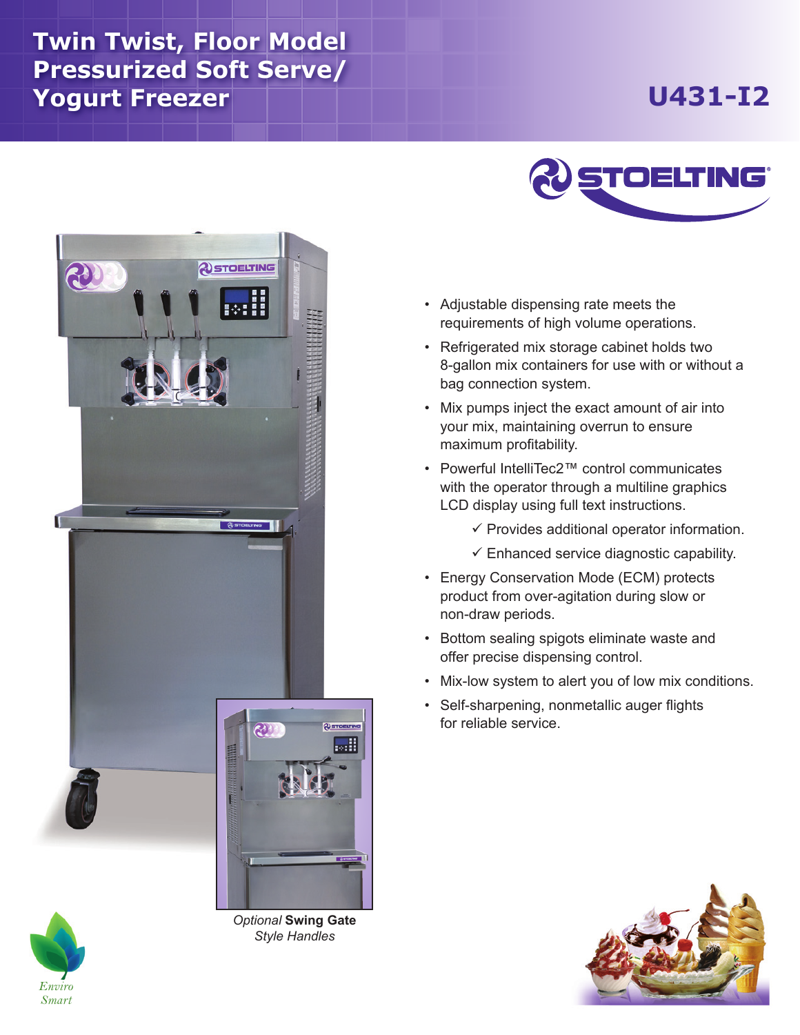# Twin Twist, Floor Model Pressurized Soft Serve/ Yogurt Freezer

## U431-I2

- Adjustable dispensing rate meets the requirements of high volume operations.
- Refrigerated mix storage cabinet holds two 8-gallon mix containers for use with or without a bag connection system.
- Mix pumps inject the exact amount of air into your mix, maintaining overrun to ensure maximum profitability.
- Powerful IntelliTec2™ control communicates with the operator through a multiline graphics LCD display using full text instructions.
  - ✓ Provides additional operator information.
  - ✓ Enhanced service diagnostic capability.
- Energy Conservation Mode (ECM) protects product from over-agitation during slow or non-draw periods.
- Bottom sealing spigots eliminate waste and offer precise dispensing control.
- Mix-low system to alert you of low mix conditions.
- Self-sharpening, nonmetallic auger flights for reliable service.

*Optional* **Swing Gate** *Style Handles*

*Enviro Smart*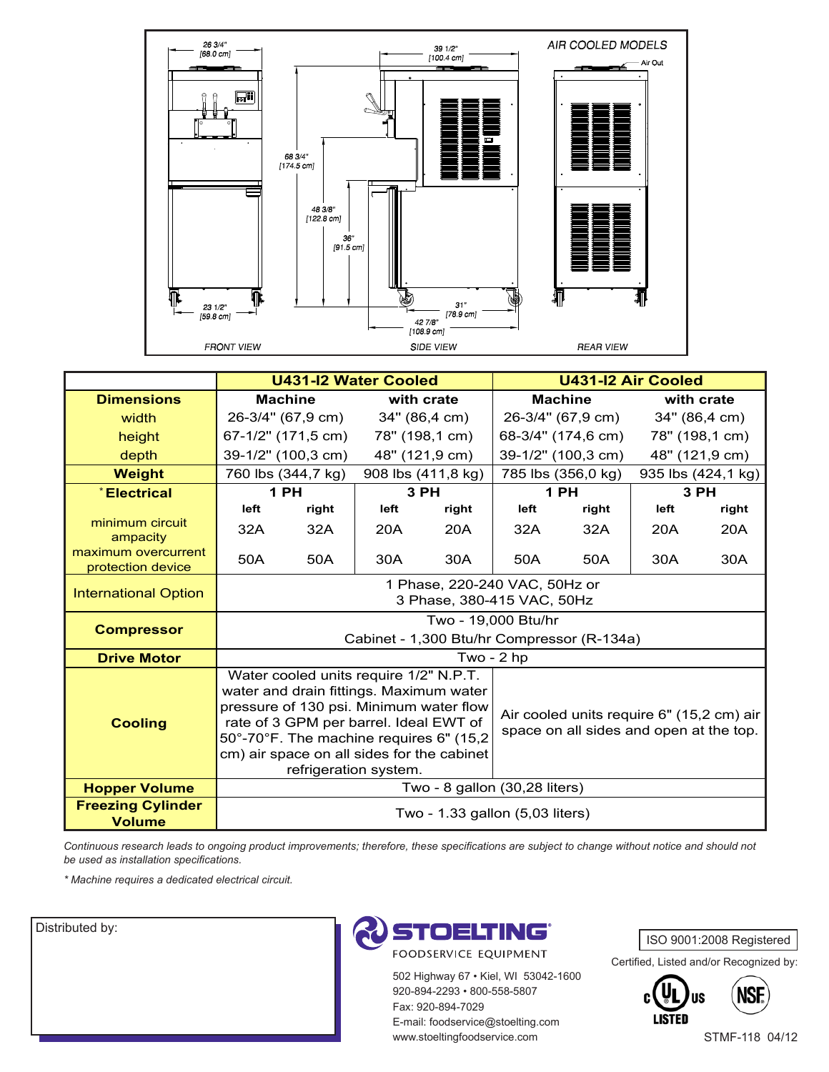AIR COOLED MODELS

Air Out

26 3/4" [68.0 cm]

39 1/2" [100.4 cm]

68 3/4" [174.5 cm]

48 3/8" [122.8 cm]

36" [91.5 cm]

23 1/2" [59.8 cm]

31" [78.9 cm]

42 7/8" [108.9 cm]

FRONT VIEW

SIDE VIEW

REAR VIEW

| | U431-I2 Water Cooled | | | | U431-I2 Air Cooled | | | |
|---|---|---|---|---|---|---|---|---|
| **Dimensions** | **Machine** | | **with crate** | | **Machine** | | **with crate** | |
| width | 26-3/4" (67,9 cm) | | 34" (86,4 cm) | | 26-3/4" (67,9 cm) | | 34" (86,4 cm) | |
| height | 67-1/2" (171,5 cm) | | 78" (198,1 cm) | | 68-3/4" (174,6 cm) | | 78" (198,1 cm) | |
| depth | 39-1/2" (100,3 cm) | | 48" (121,9 cm) | | 39-1/2" (100,3 cm) | | 48" (121,9 cm) | |
| **Weight** | 760 lbs (344,7 kg) | | 908 lbs (411,8 kg) | | 785 lbs (356,0 kg) | | 935 lbs (424,1 kg) | |
| ***Electrical** | **1 PH** | | **3 PH** | | **1 PH** | | **3 PH** | |
| | left | right | left | right | left | right | left | right |
| minimum circuit ampacity | 32A | 32A | 20A | 20A | 32A | 32A | 20A | 20A |
| maximum overcurrent protection device | 50A | 50A | 30A | 30A | 50A | 50A | 30A | 30A |
| International Option | 1 Phase, 220-240 VAC, 50Hz or 3 Phase, 380-415 VAC, 50Hz | | | | | | | |
| **Compressor** | Two - 19,000 Btu/hr Cabinet - 1,300 Btu/hr Compressor (R-134a) | | | | | | | |
| **Drive Motor** | Two - 2 hp | | | | | | | |
| **Cooling** | Water cooled units require 1/2" N.P.T. water and drain fittings. Maximum water pressure of 130 psi. Minimum water flow rate of 3 GPM per barrel. Ideal EWT of 50°-70°F. The machine requires 6" (15,2 cm) air space on all sides for the cabinet refrigeration system. | | | | Air cooled units require 6" (15,2 cm) air space on all sides and open at the top. | | | |
| **Hopper Volume** | Two - 8 gallon (30,28 liters) | | | | | | | |
| **Freezing Cylinder Volume** | Two - 1.33 gallon (5,03 liters) | | | | | | | |

*Continuous research leads to ongoing product improvements; therefore, these specifications are subject to change without notice and should not be used as installation specifications.*

*\* Machine requires a dedicated electrical circuit.*

Distributed by:

**STOELTING**
FOODSERVICE EQUIPMENT

502 Highway 67 • Kiel, WI 53042-1600
920-894-2293 • 800-558-5807
Fax: 920-894-7029
E-mail: foodservice@stoelting.com
www.stoeltingfoodservice.com

ISO 9001:2008 Registered

Certified, Listed and/or Recognized by:

c UL us LISTED

NSF

STMF-118 04/12